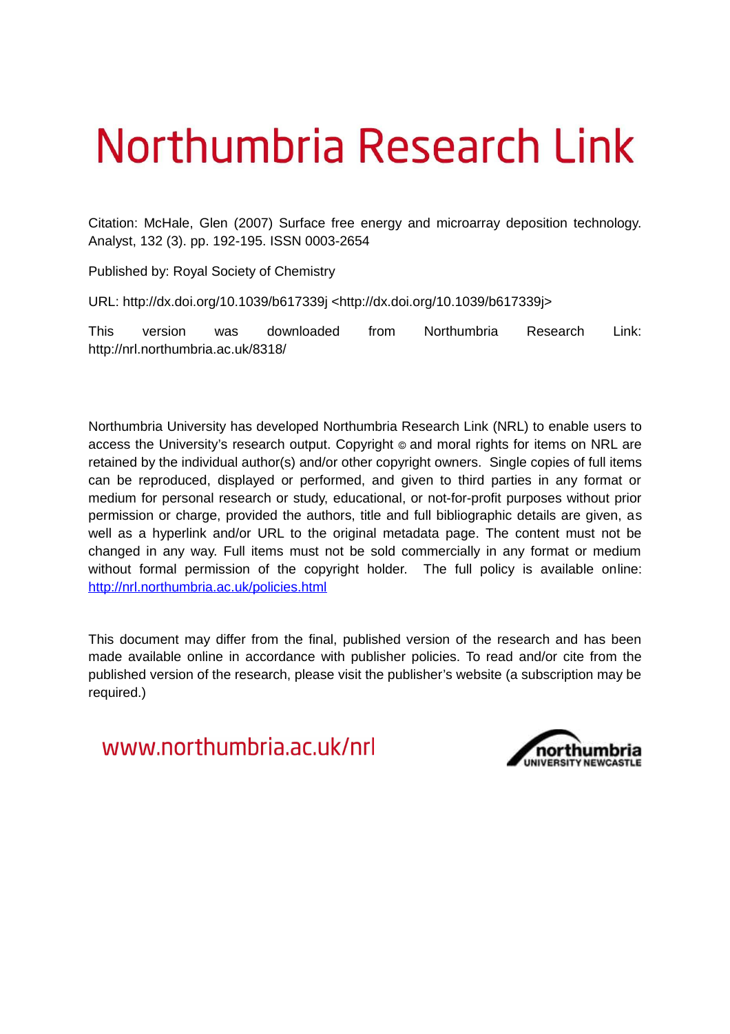# Northumbria Research Link

Citation: McHale, Glen (2007) Surface free energy and microarray deposition technology. Analyst, 132 (3). pp. 192-195. ISSN 0003-2654

Published by: Royal Society of Chemistry

URL: http://dx.doi.org/10.1039/b617339j <http://dx.doi.org/10.1039/b617339j>

This version was downloaded from Northumbria Research Link: http://nrl.northumbria.ac.uk/8318/

Northumbria University has developed Northumbria Research Link (NRL) to enable users to access the University's research output. Copyright © and moral rights for items on NRL are retained by the individual author(s) and/or other copyright owners. Single copies of full items can be reproduced, displayed or performed, and given to third parties in any format or medium for personal research or study, educational, or not-for-profit purposes without prior permission or charge, provided the authors, title and full bibliographic details are given, as well as a hyperlink and/or URL to the original metadata page. The content must not be changed in any way. Full items must not be sold commercially in any format or medium without formal permission of the copyright holder. The full policy is available online: http://nrl.northumbria.ac.uk/policies.html

This document may differ from the final, published version of the research and has been made available online in accordance with publisher policies. To read and/or cite from the published version of the research, please visit the publisher's website (a subscription may be required.)

www.northumbria.ac.uk/nrl

northumbria
UNIVERSITY NEWCASTLE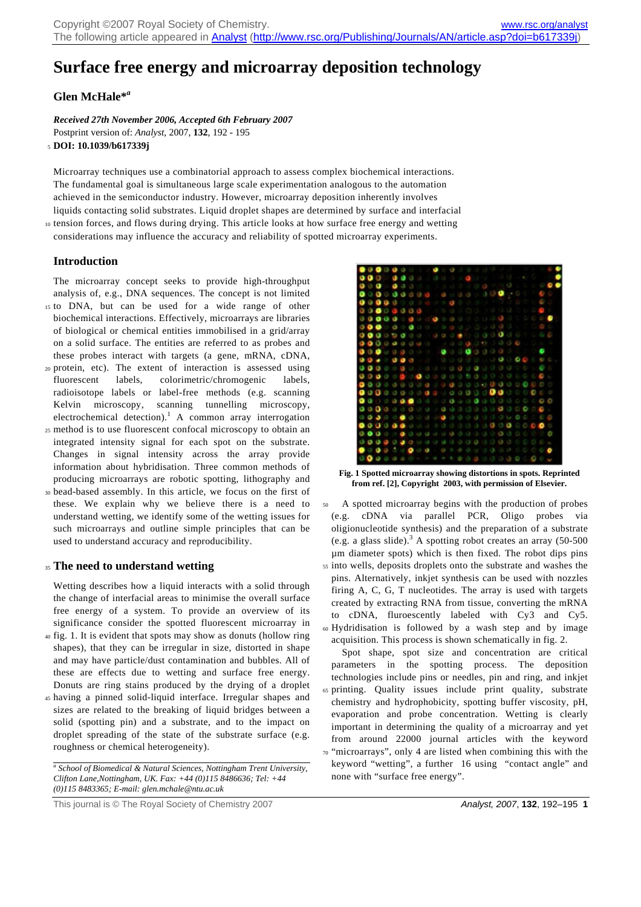# Surface free energy and microarray deposition technology

### Glen McHale*[a]

***Received 27th November 2006, Accepted 6th February 2007***

Postprint version of: *Analyst*, 2007, **132**, 192 - 195

**DOI: 10.1039/b617339j**

Microarray techniques use a combinatorial approach to assess complex biochemical interactions. The fundamental goal is simultaneous large scale experimentation analogous to the automation achieved in the semiconductor industry. However, microarray deposition inherently involves liquids contacting solid substrates. Liquid droplet shapes are determined by surface and interfacial tension forces, and flows during drying. This article looks at how surface free energy and wetting considerations may influence the accuracy and reliability of spotted microarray experiments.

## Introduction

The microarray concept seeks to provide high-throughput analysis of, e.g., DNA sequences. The concept is not limited to DNA, but can be used for a wide range of other biochemical interactions. Effectively, microarrays are libraries of biological or chemical entities immobilised in a grid/array on a solid surface. The entities are referred to as probes and these probes interact with targets (a gene, mRNA, cDNA, protein, etc). The extent of interaction is assessed using fluorescent labels, colorimetric/chromogenic labels, radioisotope labels or label-free methods (e.g. scanning Kelvin microscopy, scanning tunnelling microscopy, electrochemical detection).[1] A common array interrogation method is to use fluorescent confocal microscopy to obtain an integrated intensity signal for each spot on the substrate. Changes in signal intensity across the array provide information about hybridisation. Three common methods of producing microarrays are robotic spotting, lithography and bead-based assembly. In this article, we focus on the first of these. We explain why we believe there is a need to understand wetting, we identify some of the wetting issues for such microarrays and outline simple principles that can be used to understand accuracy and reproducibility.

## The need to understand wetting

Wetting describes how a liquid interacts with a solid through the change of interfacial areas to minimise the overall surface free energy of a system. To provide an overview of its significance consider the spotted fluorescent microarray in fig. 1. It is evident that spots may show as donuts (hollow ring shapes), that they can be irregular in size, distorted in shape and may have particle/dust contamination and bubbles. All of these are effects due to wetting and surface free energy. Donuts are ring stains produced by the drying of a droplet having a pinned solid-liquid interface. Irregular shapes and sizes are related to the breaking of liquid bridges between a solid (spotting pin) and a substrate, and to the impact on droplet spreading of the state of the substrate surface (e.g. roughness or chemical heterogeneity).

**Fig. 1 Spotted microarray showing distortions in spots. Reprinted from ref. [2], Copyright 2003, with permission of Elsevier.**

A spotted microarray begins with the production of probes (e.g. cDNA via parallel PCR, Oligo probes via oligionucleotide synthesis) and the preparation of a substrate (e.g. a glass slide).[3] A spotting robot creates an array (50-500 μm diameter spots) which is then fixed. The robot dips pins into wells, deposits droplets onto the substrate and washes the pins. Alternatively, inkjet synthesis can be used with nozzles firing A, C, G, T nucleotides. The array is used with targets created by extracting RNA from tissue, converting the mRNA to cDNA, fluroescently labeled with Cy3 and Cy5. Hydridisation is followed by a wash step and by image acquisition. This process is shown schematically in fig. 2.

Spot shape, spot size and concentration are critical parameters in the spotting process. The deposition technologies include pins or needles, pin and ring, and inkjet printing. Quality issues include print quality, substrate chemistry and hydrophobicity, spotting buffer viscosity, pH, evaporation and probe concentration. Wetting is clearly important in determining the quality of a microarray and yet from around 22000 journal articles with the keyword "microarrays", only 4 are listed when combining this with the keyword "wetting", a further 16 using "contact angle" and none with "surface free energy".

[a] *School of Biomedical & Natural Sciences, Nottingham Trent University, Clifton Lane,Nottingham, UK. Fax: +44 (0)115 8486636; Tel: +44 (0)115 8483365; E-mail: glen.mchale@ntu.ac.uk*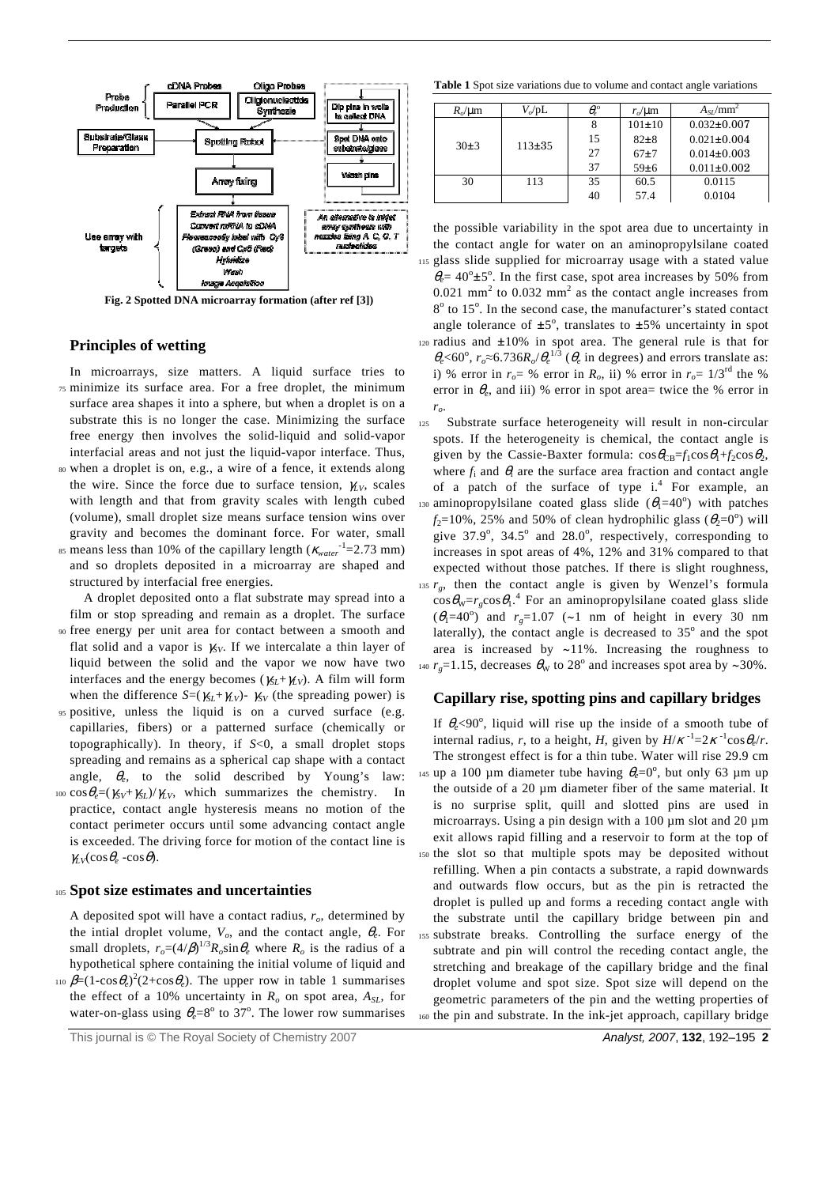Fig. 2 Spotted DNA microarray formation (after ref [3])

## Principles of wetting

In microarrays, size matters. A liquid surface tries to minimize its surface area. For a free droplet, the minimum surface area shapes it into a sphere, but when a droplet is on a substrate this is no longer the case. Minimizing the surface free energy then involves the solid-liquid and solid-vapor interfacial areas and not just the liquid-vapor interface. Thus, when a droplet is on, e.g., a wire of a fence, it extends along the wire. Since the force due to surface tension, $\gamma_{LV}$, scales with length and that from gravity scales with length cubed (volume), small droplet size means surface tension wins over gravity and becomes the dominant force. For water, small means less than 10% of the capillary length ($\kappa_{water}^{-1}$=2.73 mm) and so droplets deposited in a microarray are shaped and structured by interfacial free energies.

A droplet deposited onto a flat substrate may spread into a film or stop spreading and remain as a droplet. The surface free energy per unit area for contact between a smooth and flat solid and a vapor is $\gamma_{SV}$. If we intercalate a thin layer of liquid between the solid and the vapor we now have two interfaces and the energy becomes ($\gamma_{SL}+\gamma_{LV}$). A film will form when the difference $S=(\gamma_{SL}+\gamma_{LV})-\gamma_{SV}$ (the spreading power) is positive, unless the liquid is on a curved surface (e.g. capillaries, fibers) or a patterned surface (chemically or topographically). In theory, if $S<0$, a small droplet stops spreading and remains as a spherical cap shape with a contact angle, $\theta_e$, to the solid described by Young's law: $\cos\theta_e=(\gamma_{SV}+\gamma_{SL})/\gamma_{LV}$, which summarizes the chemistry. In practice, contact angle hysteresis means no motion of the contact perimeter occurs until some advancing contact angle is exceeded. The driving force for motion of the contact line is $\gamma_{LV}(\cos\theta_e - \cos\theta)$.

## Spot size estimates and uncertainties

A deposited spot will have a contact radius, $r_o$, determined by the intial droplet volume, $V_o$, and the contact angle, $\theta_e$. For small droplets, $r_o=(4/\beta)^{1/3}R_o\sin\theta_e$ where $R_o$ is the radius of a hypothetical sphere containing the initial volume of liquid and $\beta=(1-\cos\theta_e)^2(2+\cos\theta_e)$. The upper row in table 1 summarises the effect of a 10% uncertainty in $R_o$ on spot area, $A_{SL}$, for water-on-glass using $\theta_e$=8° to 37°. The lower row summarises

**Table 1** Spot size variations due to volume and contact angle variations

| $R_o$/μm | $V_o$/pL | $\theta_e$° | $r_o$/μm | $A_{SL}$/mm² |
|---|---|---|---|---|
| 30±3 | 113±35 | 8 | 101±10 | 0.032±0.007 |
| | | 15 | 82±8 | 0.021±0.004 |
| | | 27 | 67±7 | 0.014±0.003 |
| | | 37 | 59±6 | 0.011±0.002 |
| 30 | 113 | 35 | 60.5 | 0.0115 |
| | | 40 | 57.4 | 0.0104 |

the possible variability in the spot area due to uncertainty in the contact angle for water on an aminopropylsilane coated glass slide supplied for microarray usage with a stated value $\theta_e$= 40°±5°. In the first case, spot area increases by 50% from 0.021 mm² to 0.032 mm² as the contact angle increases from 8° to 15°. In the second case, the manufacturer's stated contact angle tolerance of ±5°, translates to ±5% uncertainty in spot radius and ±10% in spot area. The general rule is that for $\theta_e$<60°, $r_o\approx6.736R_o/\theta_e^{1/3}$ ($\theta_e$ in degrees) and errors translate as: i) % error in $r_o$= % error in $R_o$, ii) % error in $r_o$= 1/3rd the % error in $\theta_e$, and iii) % error in spot area= twice the % error in $r_o$.

Substrate surface heterogeneity will result in non-circular spots. If the heterogeneity is chemical, the contact angle is given by the Cassie-Baxter formula: $\cos\theta_{CB}=f_1\cos\theta_1+f_2\cos\theta_2$, where $f_i$ and $\theta_i$ are the surface area fraction and contact angle of a patch of the surface of type i.[4] For example, an aminopropylsilane coated glass slide ($\theta_1$=40°) with patches $f_2$=10%, 25% and 50% of clean hydrophilic glass ($\theta_2$=0°) will give 37.9°, 34.5° and 28.0°, respectively, corresponding to increases in spot areas of 4%, 12% and 31% compared to that expected without those patches. If there is slight roughness, $r_g$, then the contact angle is given by Wenzel's formula $\cos\theta_W=r_g\cos\theta_1$.[4] For an aminopropylsilane coated glass slide ($\theta_1$=40°) and $r_g$=1.07 (~1 nm of height in every 30 nm laterally), the contact angle is decreased to 35° and the spot area is increased by ~11%. Increasing the roughness to $r_g$=1.15, decreases $\theta_W$ to 28° and increases spot area by ~30%.

## Capillary rise, spotting pins and capillary bridges

If $\theta_e$<90°, liquid will rise up the inside of a smooth tube of internal radius, $r$, to a height, $H$, given by $H/\kappa^{-1}=2\kappa^{-1}\cos\theta_e/r$. The strongest effect is for a thin tube. Water will rise 29.9 cm up a 100 μm diameter tube having $\theta_e$=0°, but only 63 μm up the outside of a 20 μm diameter fiber of the same material. It is no surprise split, quill and slotted pins are used in microarrays. Using a pin design with a 100 μm slot and 20 μm exit allows rapid filling and a reservoir to form at the top of the slot so that multiple spots may be deposited without refilling. When a pin contacts a substrate, a rapid downwards and outwards flow occurs, but as the pin is retracted the droplet is pulled up and forms a receding contact angle with the substrate until the capillary bridge between pin and substrate breaks. Controlling the surface energy of the subtrate and pin will control the receding contact angle, the stretching and breakage of the capillary bridge and the final droplet volume and spot size. Spot size will depend on the geometric parameters of the pin and substrate and the wetting properties of the pin and substrate. In the ink-jet approach, capillary bridge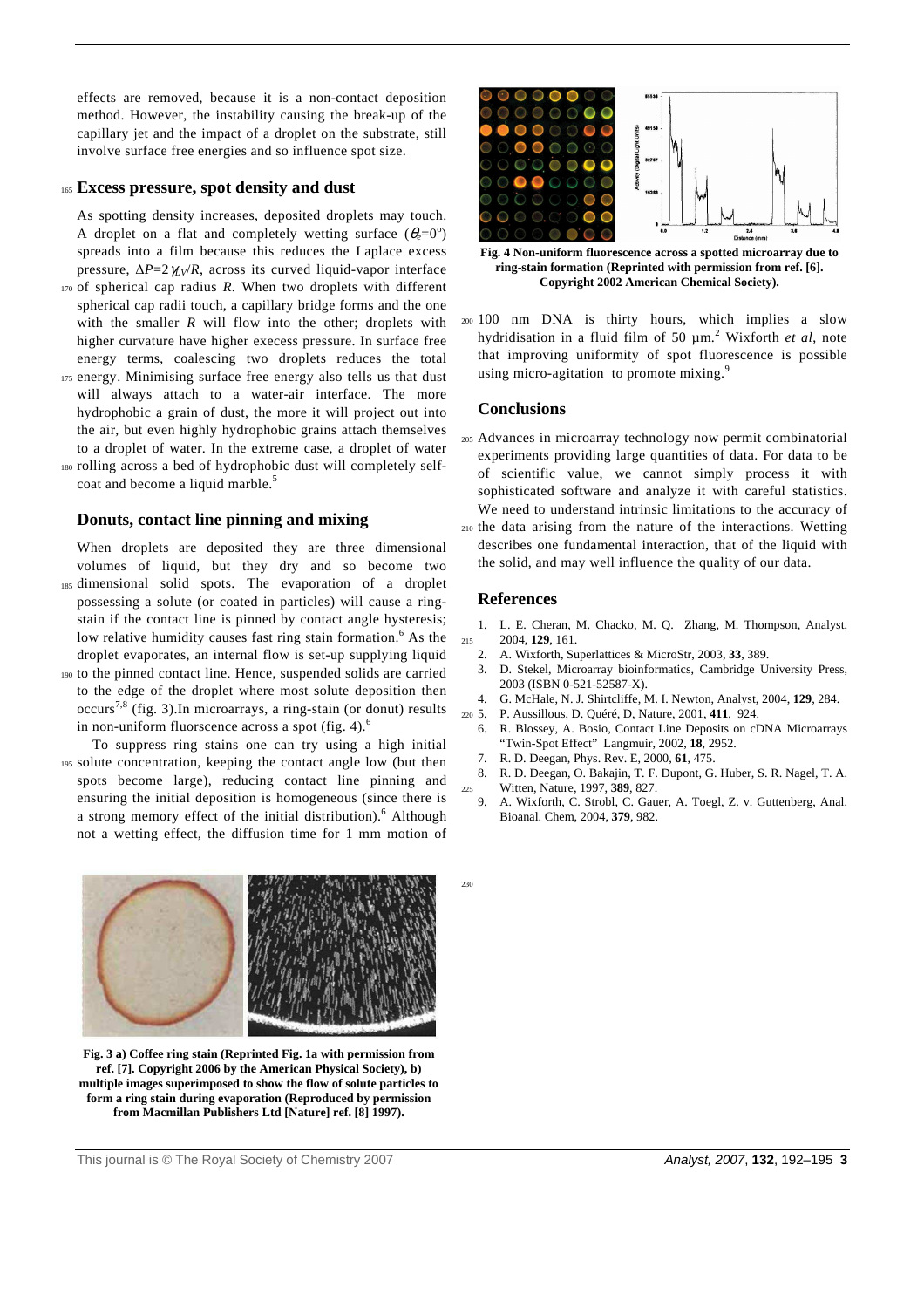effects are removed, because it is a non-contact deposition method. However, the instability causing the break-up of the capillary jet and the impact of a droplet on the substrate, still involve surface free energies and so influence spot size.

## Excess pressure, spot density and dust

As spotting density increases, deposited droplets may touch. A droplet on a flat and completely wetting surface ($\theta_e$=0°) spreads into a film because this reduces the Laplace excess pressure, $\Delta P=2\gamma_{LV}/R$, across its curved liquid-vapor interface of spherical cap radius $R$. When two droplets with different spherical cap radii touch, a capillary bridge forms and the one with the smaller $R$ will flow into the other; droplets with higher curvature have higher execess pressure. In surface free energy terms, coalescing two droplets reduces the total energy. Minimising surface free energy also tells us that dust will always attach to a water-air interface. The more hydrophobic a grain of dust, the more it will project out into the air, but even highly hydrophobic grains attach themselves to a droplet of water. In the extreme case, a droplet of water rolling across a bed of hydrophobic dust will completely self-coat and become a liquid marble.[5]

## Donuts, contact line pinning and mixing

When droplets are deposited they are three dimensional volumes of liquid, but they dry and so become two dimensional solid spots. The evaporation of a droplet possessing a solute (or coated in particles) will cause a ring-stain if the contact line is pinned by contact angle hysteresis; low relative humidity causes fast ring stain formation.[6] As the droplet evaporates, an internal flow is set-up supplying liquid to the pinned contact line. Hence, suspended solids are carried to the edge of the droplet where most solute deposition then occurs[7,8] (fig. 3).In microarrays, a ring-stain (or donut) results in non-uniform fluorscence across a spot (fig. 4).[6]

To suppress ring stains one can try using a high initial solute concentration, keeping the contact angle low (but then spots become large), reducing contact line pinning and ensuring the initial deposition is homogeneous (since there is a strong memory effect of the initial distribution).[6] Although not a wetting effect, the diffusion time for 1 mm motion of 100 nm DNA is thirty hours, which implies a slow hydridisation in a fluid film of 50 µm.[2] Wixforth *et al*, note that improving uniformity of spot fluorescence is possible using micro-agitation to promote mixing.[9]

**Fig. 3 a) Coffee ring stain (Reprinted Fig. 1a with permission from ref. [7]. Copyright 2006 by the American Physical Society), b) multiple images superimposed to show the flow of solute particles to form a ring stain during evaporation (Reproduced by permission from Macmillan Publishers Ltd [Nature] ref. [8] 1997).**

65534

49150

32767

16383

0

Activity (Digital Light Units)

0.0

1.2

2.4

3.6

4.8

Distance (mm)

**Fig. 4 Non-uniform fluorescence across a spotted microarray due to ring-stain formation (Reprinted with permission from ref. [6]. Copyright 2002 American Chemical Society).**

## Conclusions

Advances in microarray technology now permit combinatorial experiments providing large quantities of data. For data to be of scientific value, we cannot simply process it with sophisticated software and analyze it with careful statistics. We need to understand intrinsic limitations to the accuracy of the data arising from the nature of the interactions. Wetting describes one fundamental interaction, that of the liquid with the solid, and may well influence the quality of our data.

## References

1. L. E. Cheran, M. Chacko, M. Q. Zhang, M. Thompson, Analyst, 2004, **129**, 161.
2. A. Wixforth, Superlattices & MicroStr, 2003, **33**, 389.
3. D. Stekel, Microarray bioinformatics, Cambridge University Press, 2003 (ISBN 0-521-52587-X).
4. G. McHale, N. J. Shirtcliffe, M. I. Newton, Analyst, 2004, **129**, 284.
5. P. Aussillous, D. Quéré, D, Nature, 2001, **411**, 924.
6. R. Blossey, A. Bosio, Contact Line Deposits on cDNA Microarrays "Twin-Spot Effect" Langmuir, 2002, **18**, 2952.
7. R. D. Deegan, Phys. Rev. E, 2000, **61**, 475.
8. R. D. Deegan, O. Bakajin, T. F. Dupont, G. Huber, S. R. Nagel, T. A. Witten, Nature, 1997, **389**, 827.
9. A. Wixforth, C. Strobl, C. Gauer, A. Toegl, Z. v. Guttenberg, Anal. Bioanal. Chem, 2004, **379**, 982.